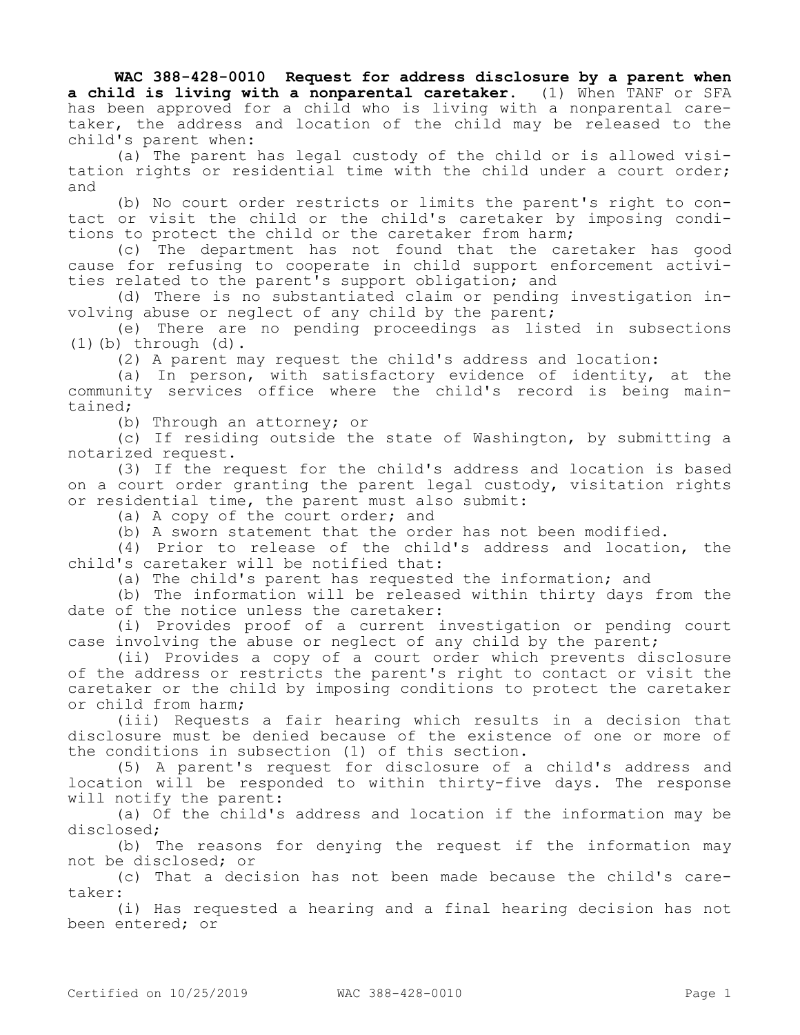**WAC 388-428-0010 Request for address disclosure by a parent when a child is living with a nonparental caretaker.** (1) When TANF or SFA has been approved for a child who is living with a nonparental caretaker, the address and location of the child may be released to the child's parent when:

(a) The parent has legal custody of the child or is allowed visitation rights or residential time with the child under a court order; and

(b) No court order restricts or limits the parent's right to contact or visit the child or the child's caretaker by imposing conditions to protect the child or the caretaker from harm;

(c) The department has not found that the caretaker has good cause for refusing to cooperate in child support enforcement activities related to the parent's support obligation; and

(d) There is no substantiated claim or pending investigation involving abuse or neglect of any child by the parent;

(e) There are no pending proceedings as listed in subsections (1)(b) through (d).

(2) A parent may request the child's address and location:

(a) In person, with satisfactory evidence of identity, at the community services office where the child's record is being maintained;

(b) Through an attorney; or

(c) If residing outside the state of Washington, by submitting a notarized request.

(3) If the request for the child's address and location is based on a court order granting the parent legal custody, visitation rights or residential time, the parent must also submit:

(a) A copy of the court order; and

(b) A sworn statement that the order has not been modified.

(4) Prior to release of the child's address and location, the child's caretaker will be notified that:

(a) The child's parent has requested the information; and

(b) The information will be released within thirty days from the date of the notice unless the caretaker:

(i) Provides proof of a current investigation or pending court case involving the abuse or neglect of any child by the parent;

(ii) Provides a copy of a court order which prevents disclosure of the address or restricts the parent's right to contact or visit the caretaker or the child by imposing conditions to protect the caretaker or child from harm;

(iii) Requests a fair hearing which results in a decision that disclosure must be denied because of the existence of one or more of the conditions in subsection (1) of this section.

(5) A parent's request for disclosure of a child's address and location will be responded to within thirty-five days. The response will notify the parent:

(a) Of the child's address and location if the information may be disclosed;

(b) The reasons for denying the request if the information may not be disclosed; or

(c) That a decision has not been made because the child's caretaker:

(i) Has requested a hearing and a final hearing decision has not been entered; or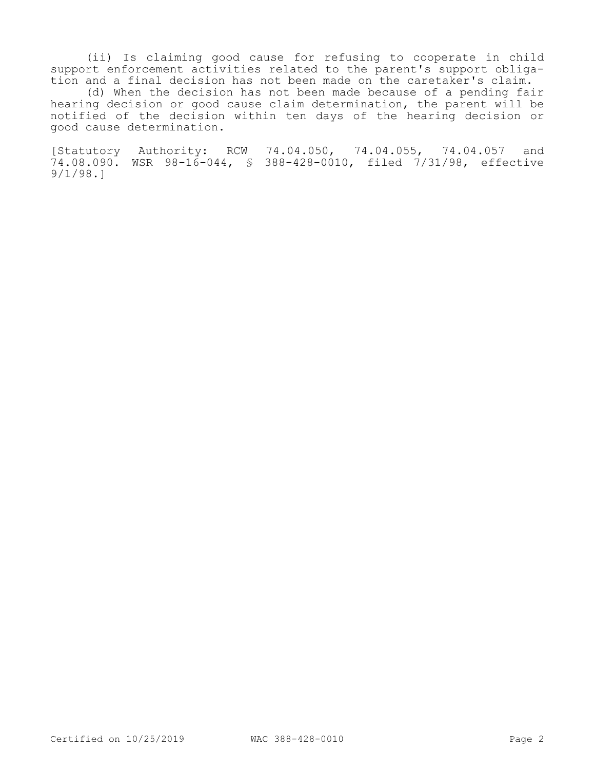(ii) Is claiming good cause for refusing to cooperate in child support enforcement activities related to the parent's support obligation and a final decision has not been made on the caretaker's claim.

(d) When the decision has not been made because of a pending fair hearing decision or good cause claim determination, the parent will be notified of the decision within ten days of the hearing decision or good cause determination.

[Statutory Authority: RCW 74.04.050, 74.04.055, 74.04.057 and 74.08.090. WSR 98-16-044, § 388-428-0010, filed 7/31/98, effective 9/1/98.]